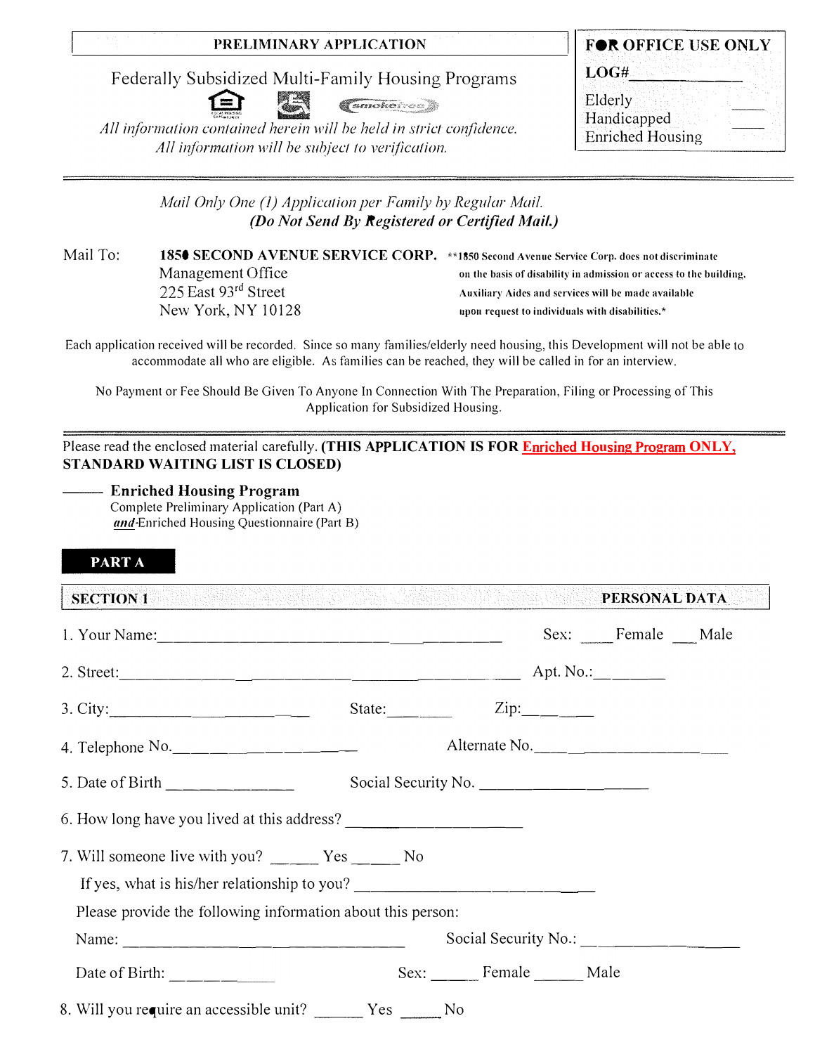**PRELIMINARY APPLICATION**

Federally Subsidized Multi-Family Housing Programs

*All information contained herein will be held in strict confidence.*
*All information will be subject to verification.*

**FOR OFFICE USE ONLY**

**LOG#**_____________

Elderly _____
Handicapped _____
Enriched Housing

---

*Mail Only One (1) Application per Family by Regular Mail.*
***(Do Not Send By Registered or Certified Mail.)***

Mail To: **1850 SECOND AVENUE SERVICE CORP.**
Management Office
225 East 93rd Street
New York, NY 10128

**\*\*1850 Second Avenue Service Corp. does not discriminate on the basis of disability in admission or access to the building. Auxiliary Aides and services will be made available upon request to individuals with disabilities.\***

Each application received will be recorded. Since so many families/elderly need housing, this Development will not be able to accommodate all who are eligible. As families can be reached, they will be called in for an interview.

No Payment or Fee Should Be Given To Anyone In Connection With The Preparation, Filing or Processing of This Application for Subsidized Housing.

---

Please read the enclosed material carefully. **(THIS APPLICATION IS FOR Enriched Housing Program ONLY, STANDARD WAITING LIST IS CLOSED)**

——— **Enriched Housing Program**
Complete Preliminary Application (Part A)
***and***-Enriched Housing Questionnaire (Part B)

## PART A

## SECTION 1 PERSONAL DATA

1. Your Name:______________________________ Sex: ____ Female ___ Male

2. Street:______________________________ Apt. No.:________

3. City:____________________ State:________ Zip:________

4. Telephone No.____________________ Alternate No.____________________

5. Date of Birth ______________ Social Security No. ____________________

6. How long have you lived at this address? ____________________

7. Will someone live with you? ______ Yes ______ No

   If yes, what is his/her relationship to you? ____________________

   Please provide the following information about this person:

   Name: ______________________________ Social Security No.: ________________

   Date of Birth: __________ Sex: ______ Female ______ Male

8. Will you require an accessible unit? ______ Yes ______ No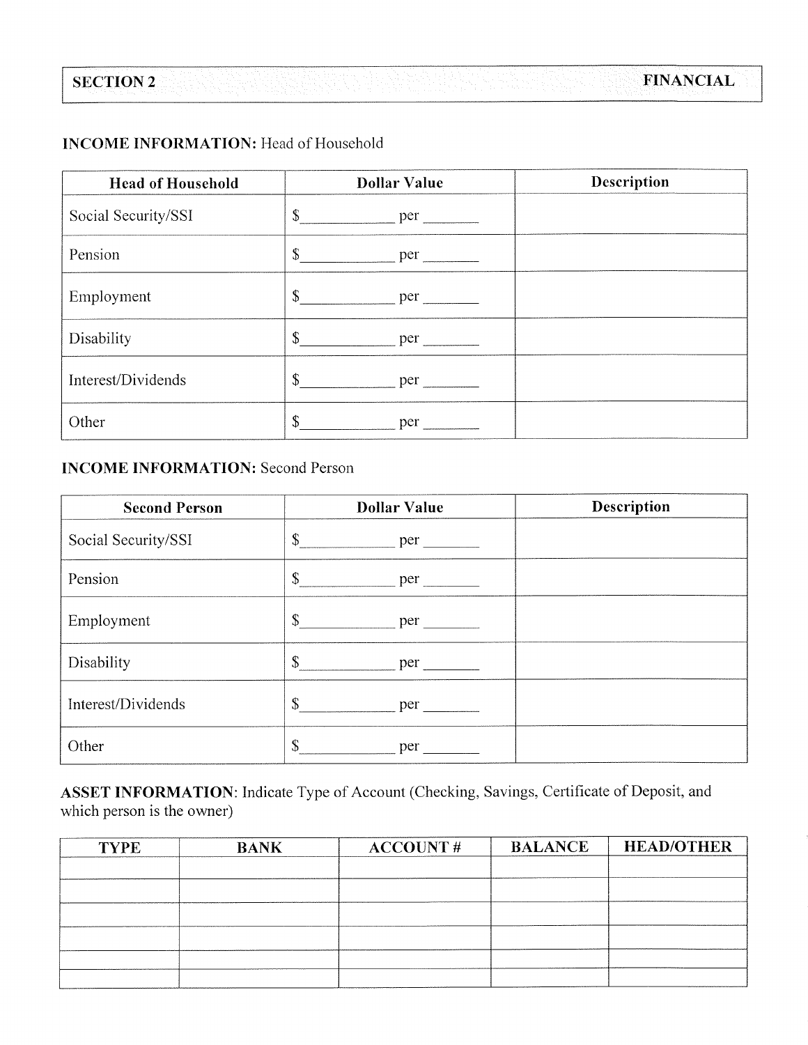| SECTION 2 | FINANCIAL |
|---|---|

**INCOME INFORMATION:** Head of Household

| Head of Household | Dollar Value | Description |
|---|---|---|
| Social Security/SSI | $\_\_\_\_\_\_\_\_\_\_ per \_\_\_\_\_\_\_ | |
| Pension | $\_\_\_\_\_\_\_\_\_\_ per \_\_\_\_\_\_\_ | |
| Employment | $\_\_\_\_\_\_\_\_\_\_ per \_\_\_\_\_\_\_ | |
| Disability | $\_\_\_\_\_\_\_\_\_\_ per \_\_\_\_\_\_\_ | |
| Interest/Dividends | $\_\_\_\_\_\_\_\_\_\_ per \_\_\_\_\_\_\_ | |
| Other | $\_\_\_\_\_\_\_\_\_\_ per \_\_\_\_\_\_\_ | |

**INCOME INFORMATION:** Second Person

| Second Person | Dollar Value | Description |
|---|---|---|
| Social Security/SSI | $\_\_\_\_\_\_\_\_\_\_ per \_\_\_\_\_\_\_ | |
| Pension | $\_\_\_\_\_\_\_\_\_\_ per \_\_\_\_\_\_\_ | |
| Employment | $\_\_\_\_\_\_\_\_\_\_ per \_\_\_\_\_\_\_ | |
| Disability | $\_\_\_\_\_\_\_\_\_\_ per \_\_\_\_\_\_\_ | |
| Interest/Dividends | $\_\_\_\_\_\_\_\_\_\_ per \_\_\_\_\_\_\_ | |
| Other | $\_\_\_\_\_\_\_\_\_\_ per \_\_\_\_\_\_\_ | |

**ASSET INFORMATION**: Indicate Type of Account (Checking, Savings, Certificate of Deposit, and which person is the owner)

| TYPE | BANK | ACCOUNT # | BALANCE | HEAD/OTHER |
|---|---|---|---|---|
| | | | | |
| | | | | |
| | | | | |
| | | | | |
| | | | | |
| | | | | |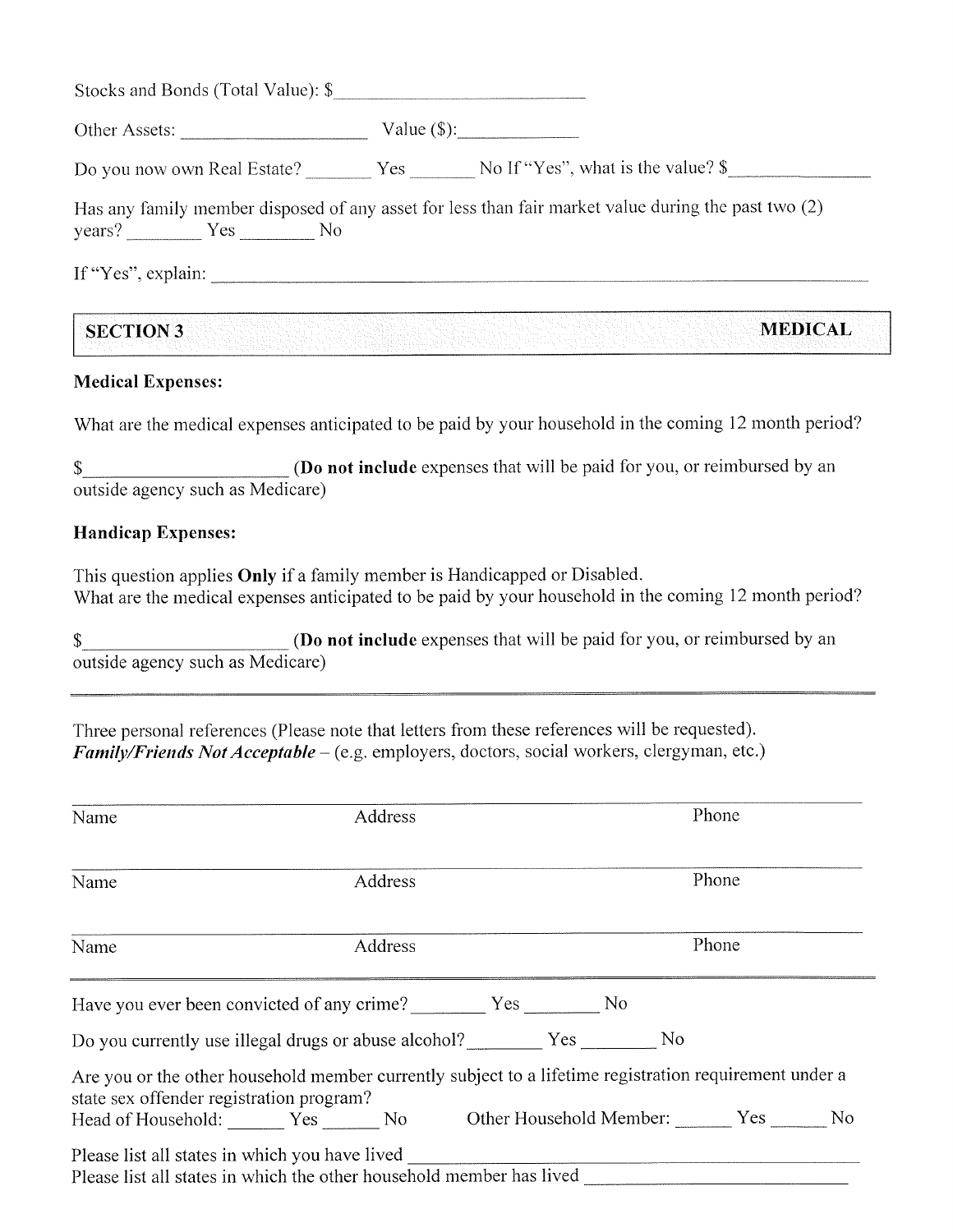Stocks and Bonds (Total Value): $_______________________________

Other Assets: _____________________ Value ($):_____________

Do you now own Real Estate? _______ Yes _______ No If "Yes", what is the value? $_______________

Has any family member disposed of any asset for less than fair market value during the past two (2) years? ________ Yes ________ No

If "Yes", explain: _______________________________________________________________

| **SECTION 3** | **MEDICAL** |
|---|---|

**Medical Expenses:**

What are the medical expenses anticipated to be paid by your household in the coming 12 month period?

$_____________________ (**Do not include** expenses that will be paid for you, or reimbursed by an outside agency such as Medicare)

**Handicap Expenses:**

This question applies **Only** if a family member is Handicapped or Disabled.
What are the medical expenses anticipated to be paid by your household in the coming 12 month period?

$_____________________ (**Do not include** expenses that will be paid for you, or reimbursed by an outside agency such as Medicare)

---

Three personal references (Please note that letters from these references will be requested).
***Family/Friends Not Acceptable*** – (e.g. employers, doctors, social workers, clergyman, etc.)

| Name | Address | Phone |
|---|---|---|
| Name | Address | Phone |
| Name | Address | Phone |

---

Have you ever been convicted of any crime? ________ Yes ________ No

Do you currently use illegal drugs or abuse alcohol? ________ Yes ________ No

Are you or the other household member currently subject to a lifetime registration requirement under a state sex offender registration program?
Head of Household: ______ Yes ______ No Other Household Member: ______ Yes ______ No

Please list all states in which you have lived _______________________________________
Please list all states in which the other household member has lived ___________________________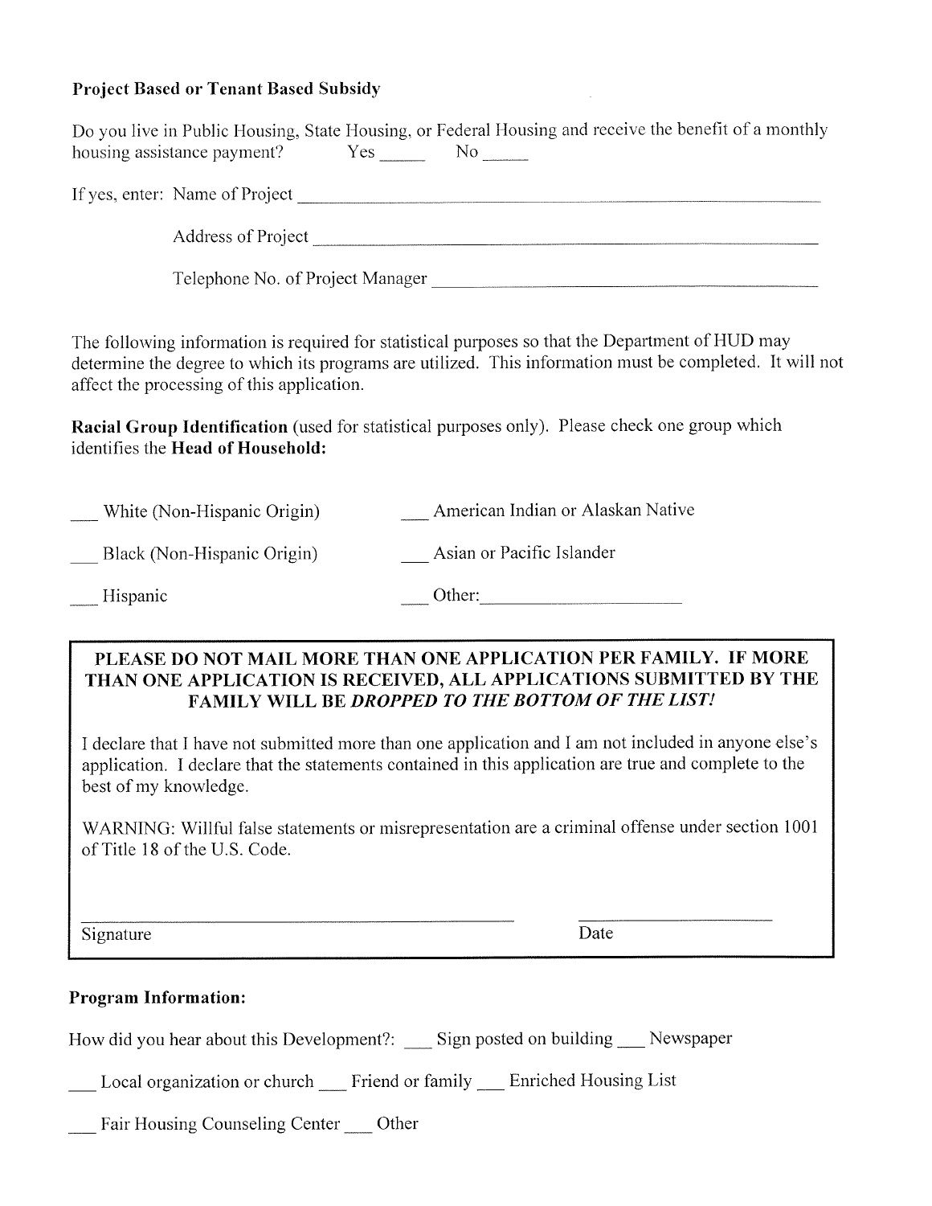**Project Based or Tenant Based Subsidy**

Do you live in Public Housing, State Housing, or Federal Housing and receive the benefit of a monthly housing assistance payment? Yes _____ No _____

If yes, enter: Name of Project ______________________________________________

Address of Project ______________________________________________

Telephone No. of Project Manager ______________________________________________

The following information is required for statistical purposes so that the Department of HUD may determine the degree to which its programs are utilized. This information must be completed. It will not affect the processing of this application.

**Racial Group Identification** (used for statistical purposes only). Please check one group which identifies the **Head of Household:**

___ White (Non-Hispanic Origin)

___ Black (Non-Hispanic Origin)

___ Hispanic

___ American Indian or Alaskan Native

___ Asian or Pacific Islander

___ Other:______________________

**PLEASE DO NOT MAIL MORE THAN ONE APPLICATION PER FAMILY. IF MORE THAN ONE APPLICATION IS RECEIVED, ALL APPLICATIONS SUBMITTED BY THE FAMILY WILL BE *DROPPED TO THE BOTTOM OF THE LIST!***

I declare that I have not submitted more than one application and I am not included in anyone else's application. I declare that the statements contained in this application are true and complete to the best of my knowledge.

WARNING: Willful false statements or misrepresentation are a criminal offense under section 1001 of Title 18 of the U.S. Code.

______________________________________________ ______________________

Signature Date

**Program Information:**

How did you hear about this Development?: ___ Sign posted on building ___ Newspaper

___ Local organization or church ___ Friend or family ___ Enriched Housing List

___ Fair Housing Counseling Center ___ Other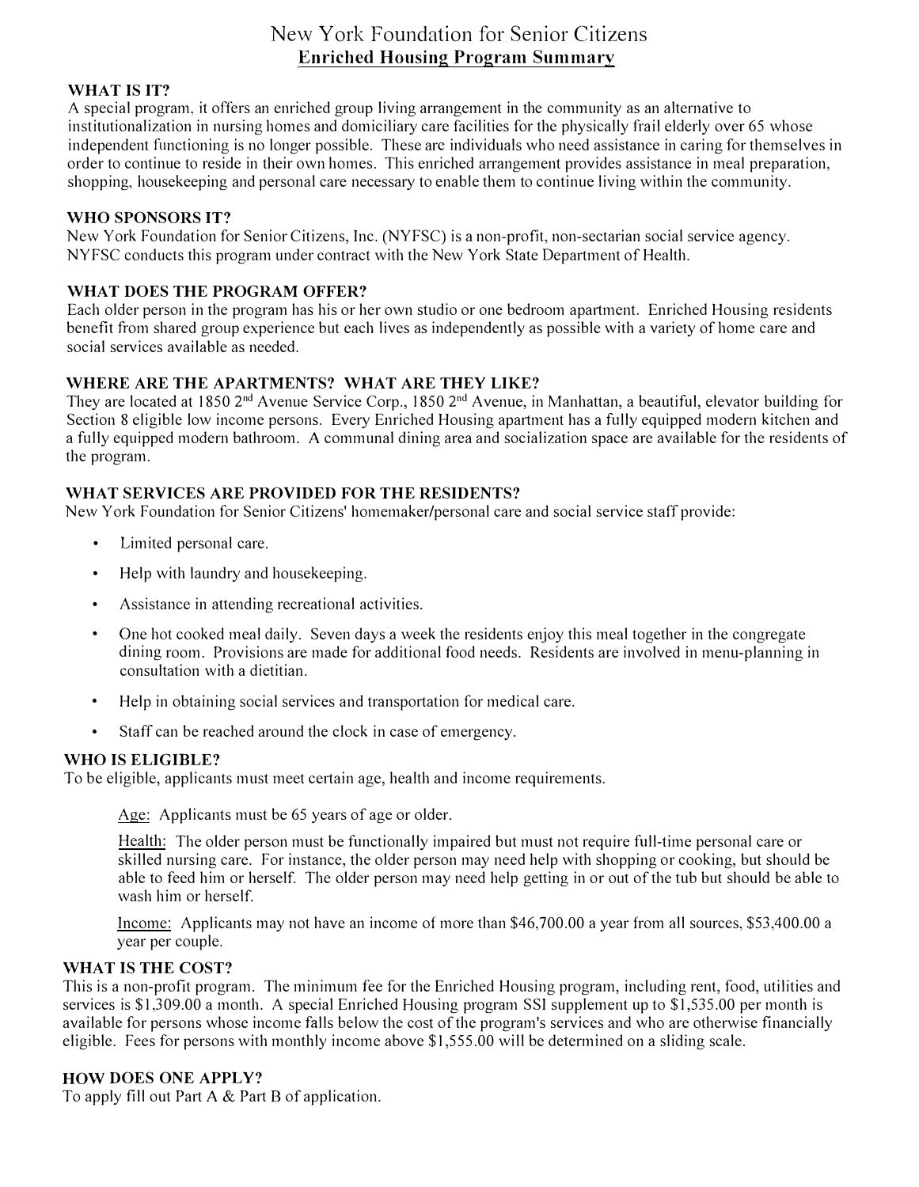# New York Foundation for Senior Citizens

## Enriched Housing Program Summary

### WHAT IS IT?

A special program, it offers an enriched group living arrangement in the community as an alternative to institutionalization in nursing homes and domiciliary care facilities for the physically frail elderly over 65 whose independent functioning is no longer possible. These are individuals who need assistance in caring for themselves in order to continue to reside in their own homes. This enriched arrangement provides assistance in meal preparation, shopping, housekeeping and personal care necessary to enable them to continue living within the community.

### WHO SPONSORS IT?

New York Foundation for Senior Citizens, Inc. (NYFSC) is a non-profit, non-sectarian social service agency. NYFSC conducts this program under contract with the New York State Department of Health.

### WHAT DOES THE PROGRAM OFFER?

Each older person in the program has his or her own studio or one bedroom apartment. Enriched Housing residents benefit from shared group experience but each lives as independently as possible with a variety of home care and social services available as needed.

### WHERE ARE THE APARTMENTS? WHAT ARE THEY LIKE?

They are located at 1850 2nd Avenue Service Corp., 1850 2nd Avenue, in Manhattan, a beautiful, elevator building for Section 8 eligible low income persons. Every Enriched Housing apartment has a fully equipped modern kitchen and a fully equipped modern bathroom. A communal dining area and socialization space are available for the residents of the program.

### WHAT SERVICES ARE PROVIDED FOR THE RESIDENTS?

New York Foundation for Senior Citizens' homemaker/personal care and social service staff provide:

- Limited personal care.
- Help with laundry and housekeeping.
- Assistance in attending recreational activities.
- One hot cooked meal daily. Seven days a week the residents enjoy this meal together in the congregate dining room. Provisions are made for additional food needs. Residents are involved in menu-planning in consultation with a dietitian.
- Help in obtaining social services and transportation for medical care.
- Staff can be reached around the clock in case of emergency.

### WHO IS ELIGIBLE?

To be eligible, applicants must meet certain age, health and income requirements.

Age: Applicants must be 65 years of age or older.

Health: The older person must be functionally impaired but must not require full-time personal care or skilled nursing care. For instance, the older person may need help with shopping or cooking, but should be able to feed him or herself. The older person may need help getting in or out of the tub but should be able to wash him or herself.

Income: Applicants may not have an income of more than $46,700.00 a year from all sources, $53,400.00 a year per couple.

### WHAT IS THE COST?

This is a non-profit program. The minimum fee for the Enriched Housing program, including rent, food, utilities and services is $1,309.00 a month. A special Enriched Housing program SSI supplement up to $1,535.00 per month is available for persons whose income falls below the cost of the program's services and who are otherwise financially eligible. Fees for persons with monthly income above $1,555.00 will be determined on a sliding scale.

### HOW DOES ONE APPLY?

To apply fill out Part A & Part B of application.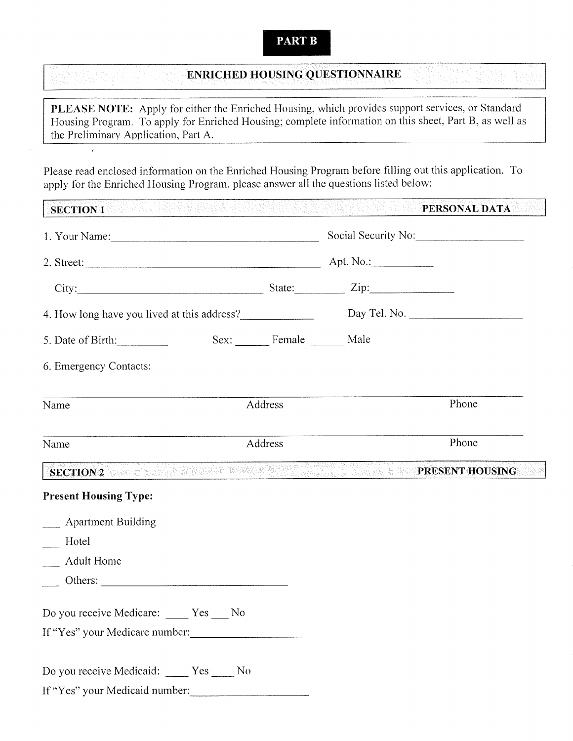**PART B**

## ENRICHED HOUSING QUESTIONNAIRE

**PLEASE NOTE:** Apply for either the Enriched Housing, which provides support services, or Standard Housing Program. To apply for Enriched Housing; complete information on this sheet, Part B, as well as the Preliminary Application, Part A.

Please read enclosed information on the Enriched Housing Program before filling out this application. To apply for the Enriched Housing Program, please answer all the questions listed below:

### SECTION 1 — PERSONAL DATA

1. Your Name:______________________________ Social Security No:________________

2. Street:______________________________ Apt. No.:__________

   City:__________________________ State:________ Zip:______________

4. How long have you lived at this address?____________ Day Tel. No. __________________

5. Date of Birth:_________ Sex: ______ Female ______ Male

6. Emergency Contacts:

______________________________________________________________

Name Address Phone

______________________________________________________________

Name Address Phone

### SECTION 2 — PRESENT HOUSING

**Present Housing Type:**

___ Apartment Building

___ Hotel

___ Adult Home

___ Others: ______________________________

Do you receive Medicare: ____ Yes ___ No

If "Yes" your Medicare number:____________________

Do you receive Medicaid: ____ Yes ____ No

If "Yes" your Medicaid number:____________________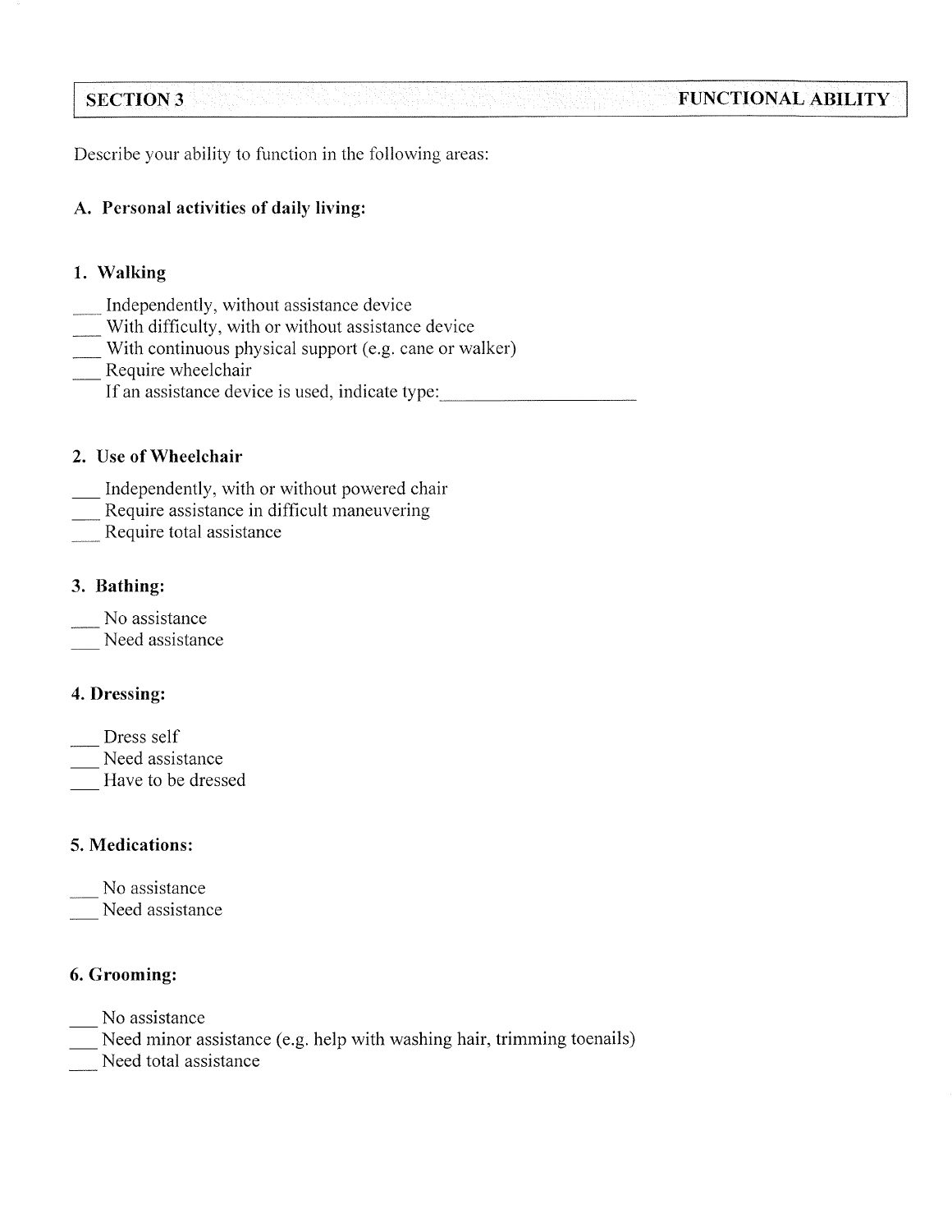| SECTION 3 | FUNCTIONAL ABILITY |
|---|---|

Describe your ability to function in the following areas:

### A. Personal activities of daily living:

#### 1. Walking

___ Independently, without assistance device
___ With difficulty, with or without assistance device
___ With continuous physical support (e.g. cane or walker)
___ Require wheelchair
If an assistance device is used, indicate type:____________________

#### 2. Use of Wheelchair

___ Independently, with or without powered chair
___ Require assistance in difficult maneuvering
___ Require total assistance

#### 3. Bathing:

___ No assistance
___ Need assistance

#### 4. Dressing:

___ Dress self
___ Need assistance
___ Have to be dressed

#### 5. Medications:

___ No assistance
___ Need assistance

#### 6. Grooming:

___ No assistance
___ Need minor assistance (e.g. help with washing hair, trimming toenails)
___ Need total assistance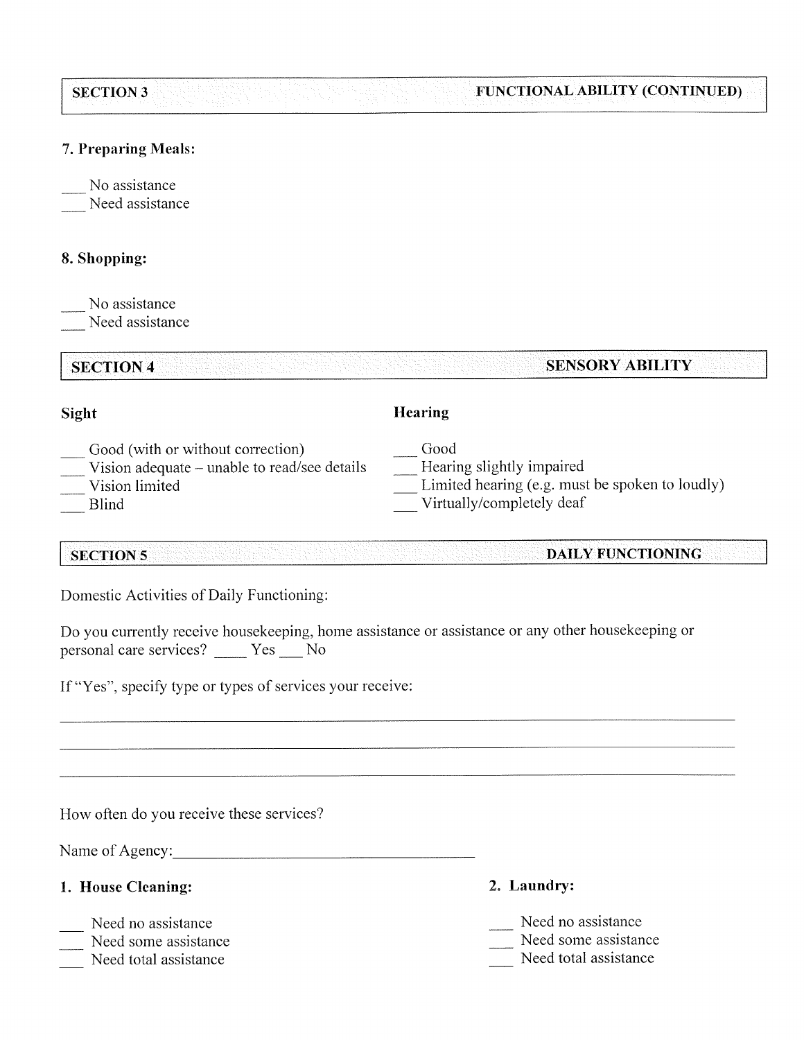## SECTION 3 — FUNCTIONAL ABILITY (CONTINUED)

**7. Preparing Meals:**

___ No assistance
___ Need assistance

**8. Shopping:**

___ No assistance
___ Need assistance

## SECTION 4 — SENSORY ABILITY

**Sight**

___ Good (with or without correction)
___ Vision adequate – unable to read/see details
___ Vision limited
___ Blind

**Hearing**

___ Good
___ Hearing slightly impaired
___ Limited hearing (e.g. must be spoken to loudly)
___ Virtually/completely deaf

## SECTION 5 — DAILY FUNCTIONING

Domestic Activities of Daily Functioning:

Do you currently receive housekeeping, home assistance or assistance or any other housekeeping or personal care services? ____ Yes ___ No

If "Yes", specify type or types of services your receive:

______________________________________________________________________

______________________________________________________________________

______________________________________________________________________

How often do you receive these services?

Name of Agency:______________________________________

**1. House Cleaning:**

___ Need no assistance
___ Need some assistance
___ Need total assistance

**2. Laundry:**

___ Need no assistance
___ Need some assistance
___ Need total assistance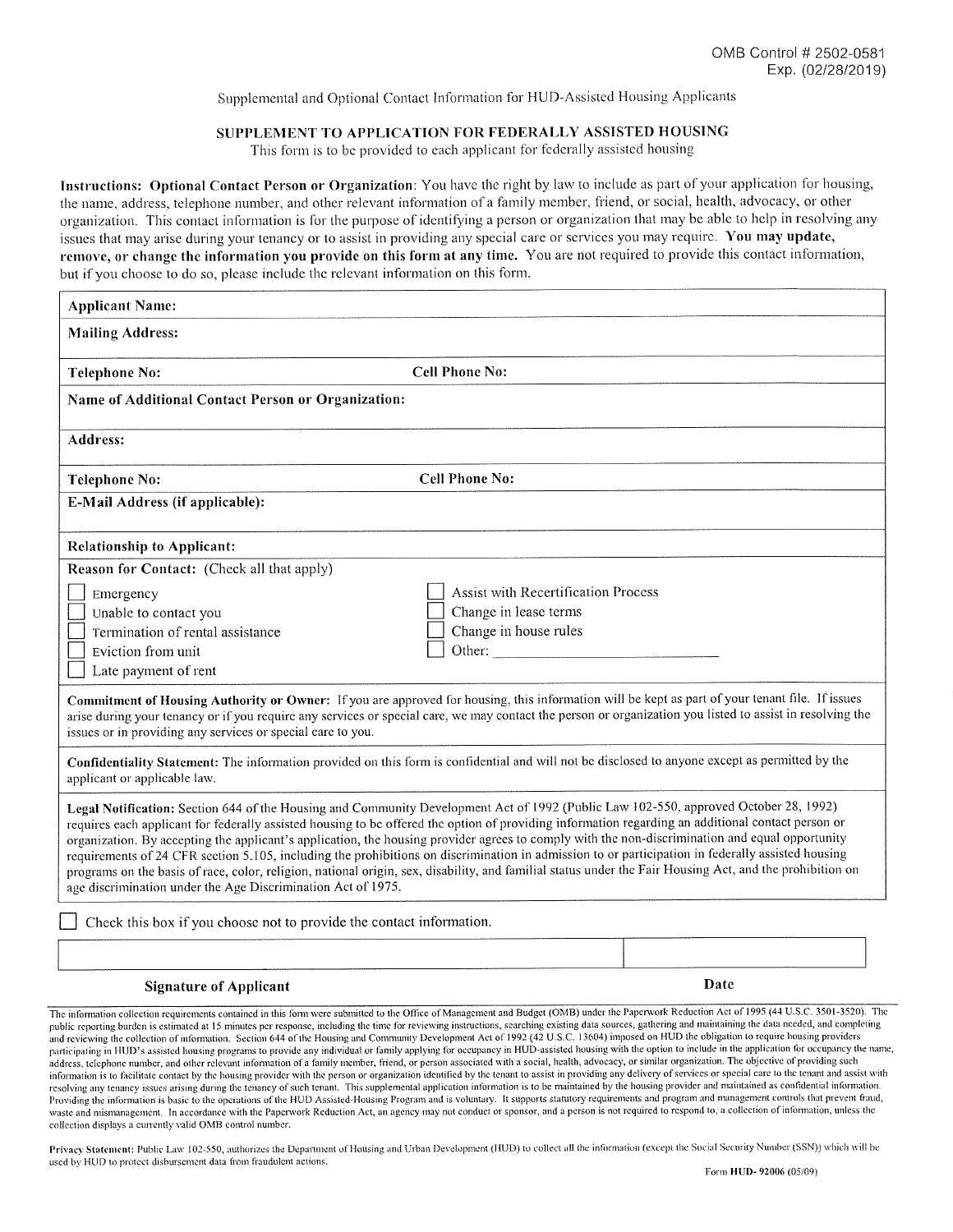OMB Control # 2502-0581
Exp. (02/28/2019)

Supplemental and Optional Contact Information for HUD-Assisted Housing Applicants

## SUPPLEMENT TO APPLICATION FOR FEDERALLY ASSISTED HOUSING

This form is to be provided to each applicant for federally assisted housing

**Instructions: Optional Contact Person or Organization**: You have the right by law to include as part of your application for housing, the name, address, telephone number, and other relevant information of a family member, friend, or social, health, advocacy, or other organization. This contact information is for the purpose of identifying a person or organization that may be able to help in resolving any issues that may arise during your tenancy or to assist in providing any special care or services you may require. **You may update, remove, or change the information you provide on this form at any time.** You are not required to provide this contact information, but if you choose to do so, please include the relevant information on this form.

**Applicant Name:**

**Mailing Address:**

**Telephone No:** **Cell Phone No:**

**Name of Additional Contact Person or Organization:**

**Address:**

**Telephone No:** **Cell Phone No:**

**E-Mail Address (if applicable):**

**Relationship to Applicant:**

**Reason for Contact:** (Check all that apply)

- ☐ Emergency
- ☐ Unable to contact you
- ☐ Termination of rental assistance
- ☐ Eviction from unit
- ☐ Late payment of rent
- ☐ Assist with Recertification Process
- ☐ Change in lease terms
- ☐ Change in house rules
- ☐ Other: ____________________

**Commitment of Housing Authority or Owner:** If you are approved for housing, this information will be kept as part of your tenant file. If issues arise during your tenancy or if you require any services or special care, we may contact the person or organization you listed to assist in resolving the issues or in providing any services or special care to you.

**Confidentiality Statement:** The information provided on this form is confidential and will not be disclosed to anyone except as permitted by the applicant or applicable law.

**Legal Notification:** Section 644 of the Housing and Community Development Act of 1992 (Public Law 102-550, approved October 28, 1992) requires each applicant for federally assisted housing to be offered the option of providing information regarding an additional contact person or organization. By accepting the applicant's application, the housing provider agrees to comply with the non-discrimination and equal opportunity requirements of 24 CFR section 5.105, including the prohibitions on discrimination in admission to or participation in federally assisted housing programs on the basis of race, color, religion, national origin, sex, disability, and familial status under the Fair Housing Act, and the prohibition on age discrimination under the Age Discrimination Act of 1975.

☐ Check this box if you choose not to provide the contact information.

**Signature of Applicant** **Date**

The information collection requirements contained in this form were submitted to the Office of Management and Budget (OMB) under the Paperwork Reduction Act of 1995 (44 U.S.C. 3501-3520). The public reporting burden is estimated at 15 minutes per response, including the time for reviewing instructions, searching existing data sources, gathering and maintaining the data needed, and completing and reviewing the collection of information. Section 644 of the Housing and Community Development Act of 1992 (42 U.S.C. 13604) imposed on HUD the obligation to require housing providers participating in HUD's assisted housing programs to provide any individual or family applying for occupancy in HUD-assisted housing with the option to include in the application for occupancy the name, address, telephone number, and other relevant information of a family member, friend, or person associated with a social, health, advocacy, or similar organization. The objective of providing such information is to facilitate contact by the housing provider with the person or organization identified by the tenant to assist in providing any delivery of services or special care to the tenant and assist with resolving any tenancy issues arising during the tenancy of such tenant. This supplemental application information is to be maintained by the housing provider and maintained as confidential information. Providing the information is basic to the operations of the HUD Assisted-Housing Program and is voluntary. It supports statutory requirements and program and management controls that prevent fraud, waste and mismanagement. In accordance with the Paperwork Reduction Act, an agency may not conduct or sponsor, and a person is not required to respond to, a collection of information, unless the collection displays a currently valid OMB control number.

**Privacy Statement:** Public Law 102-550, authorizes the Department of Housing and Urban Development (HUD) to collect all the information (except the Social Security Number (SSN)) which will be used by HUD to protect disbursement data from fraudulent actions.

Form **HUD- 92006** (05/09)